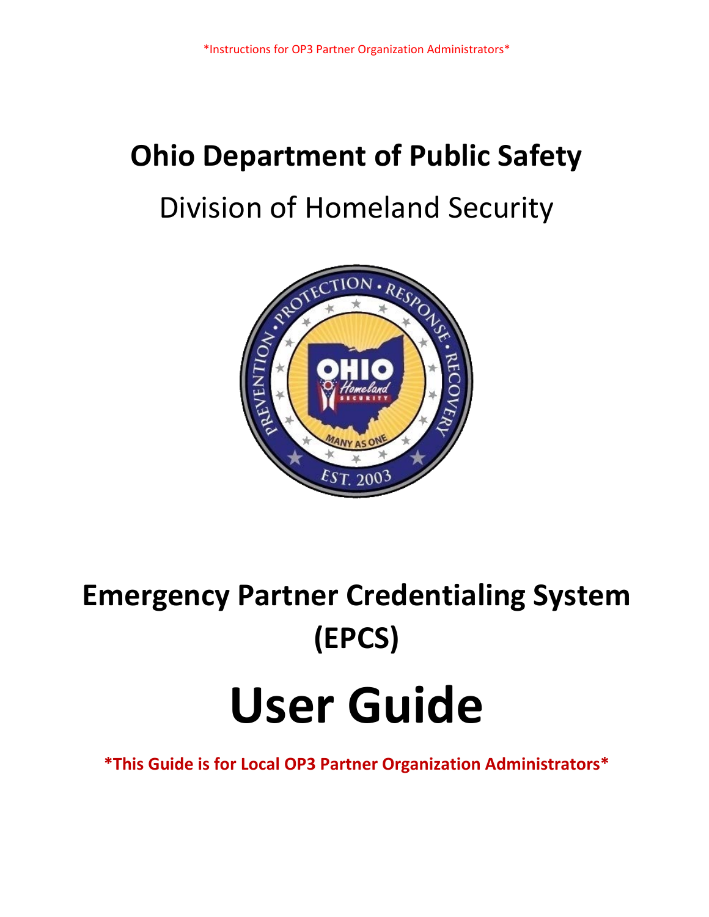*Instructions for OP3 Partner Organization Administrators*

# Ohio Department of Public Safety

## Division of Homeland Security

# Emergency Partner Credentialing System (EPCS)

# User Guide

**\*This Guide is for Local OP3 Partner Organization Administrators\***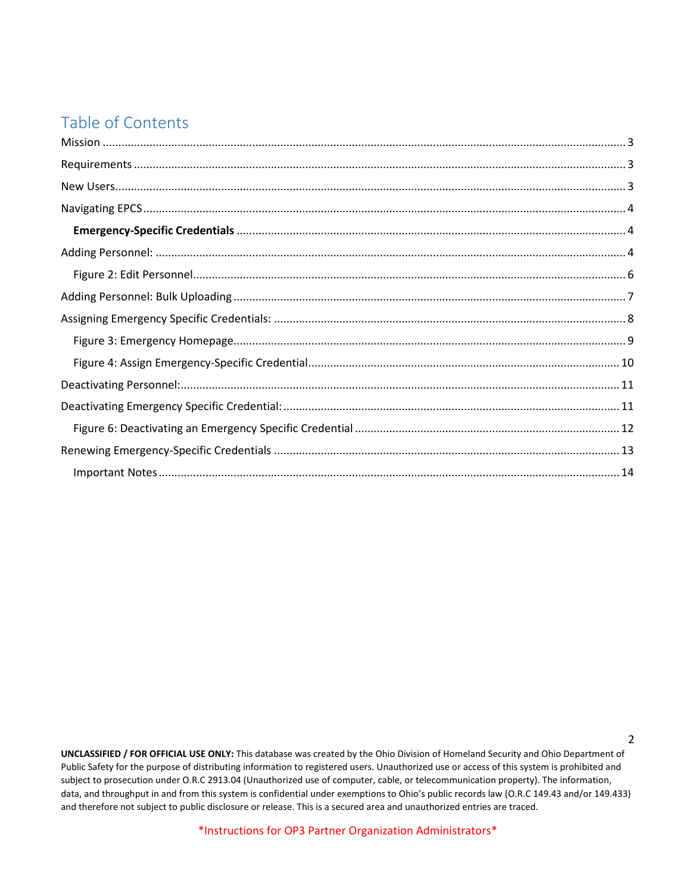# Table of Contents

Mission .......... 3

Requirements .......... 3

New Users .......... 3

Navigating EPCS .......... 4

**Emergency-Specific Credentials** .......... 4

Adding Personnel: .......... 4

Figure 2: Edit Personnel .......... 6

Adding Personnel: Bulk Uploading .......... 7

Assigning Emergency Specific Credentials: .......... 8

Figure 3: Emergency Homepage .......... 9

Figure 4: Assign Emergency-Specific Credential .......... 10

Deactivating Personnel: .......... 11

Deactivating Emergency Specific Credential: .......... 11

Figure 6: Deactivating an Emergency Specific Credential .......... 12

Renewing Emergency-Specific Credentials .......... 13

Important Notes .......... 14

**UNCLASSIFIED / FOR OFFICIAL USE ONLY:** This database was created by the Ohio Division of Homeland Security and Ohio Department of Public Safety for the purpose of distributing information to registered users. Unauthorized use or access of this system is prohibited and subject to prosecution under O.R.C 2913.04 (Unauthorized use of computer, cable, or telecommunication property). The information, data, and throughput in and from this system is confidential under exemptions to Ohio's public records law (O.R.C 149.43 and/or 149.433) and therefore not subject to public disclosure or release. This is a secured area and unauthorized entries are traced.

*Instructions for OP3 Partner Organization Administrators*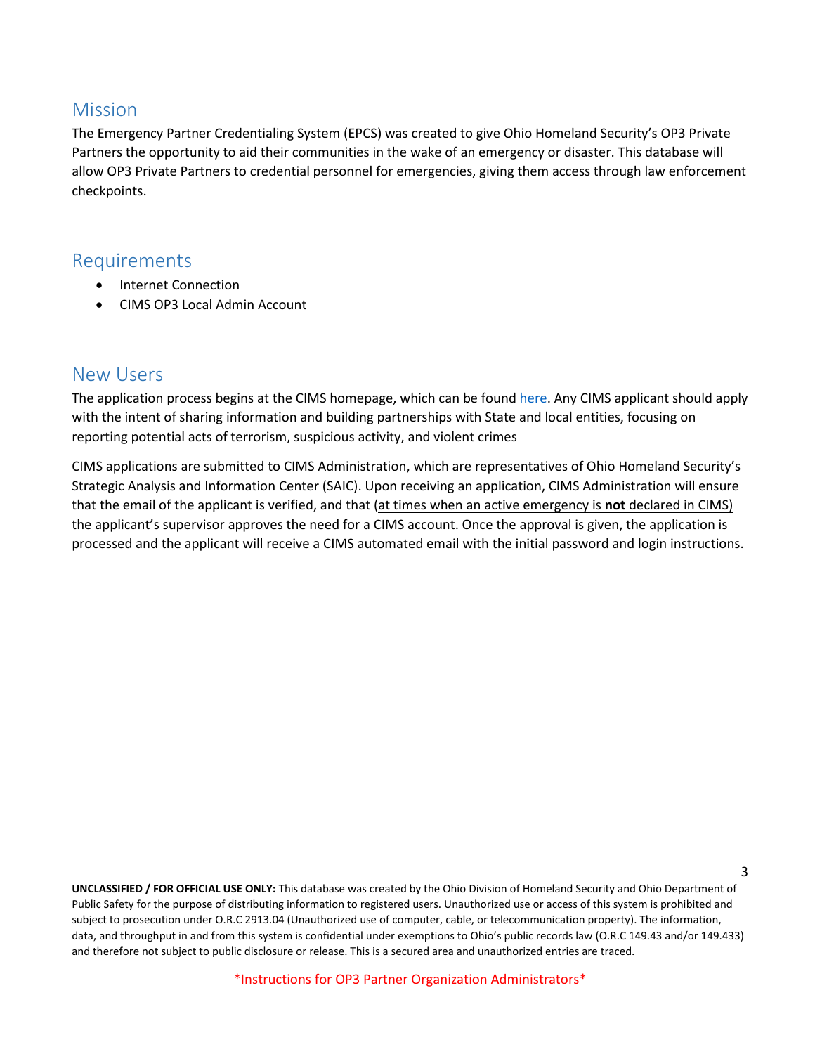## Mission

The Emergency Partner Credentialing System (EPCS) was created to give Ohio Homeland Security's OP3 Private Partners the opportunity to aid their communities in the wake of an emergency or disaster. This database will allow OP3 Private Partners to credential personnel for emergencies, giving them access through law enforcement checkpoints.

## Requirements

- Internet Connection
- CIMS OP3 Local Admin Account

## New Users

The application process begins at the CIMS homepage, which can be found here. Any CIMS applicant should apply with the intent of sharing information and building partnerships with State and local entities, focusing on reporting potential acts of terrorism, suspicious activity, and violent crimes

CIMS applications are submitted to CIMS Administration, which are representatives of Ohio Homeland Security's Strategic Analysis and Information Center (SAIC). Upon receiving an application, CIMS Administration will ensure that the email of the applicant is verified, and that (at times when an active emergency is **not** declared in CIMS) the applicant's supervisor approves the need for a CIMS account. Once the approval is given, the application is processed and the applicant will receive a CIMS automated email with the initial password and login instructions.

**UNCLASSIFIED / FOR OFFICIAL USE ONLY:** This database was created by the Ohio Division of Homeland Security and Ohio Department of Public Safety for the purpose of distributing information to registered users. Unauthorized use or access of this system is prohibited and subject to prosecution under O.R.C 2913.04 (Unauthorized use of computer, cable, or telecommunication property). The information, data, and throughput in and from this system is confidential under exemptions to Ohio's public records law (O.R.C 149.43 and/or 149.433) and therefore not subject to public disclosure or release. This is a secured area and unauthorized entries are traced.

*Instructions for OP3 Partner Organization Administrators*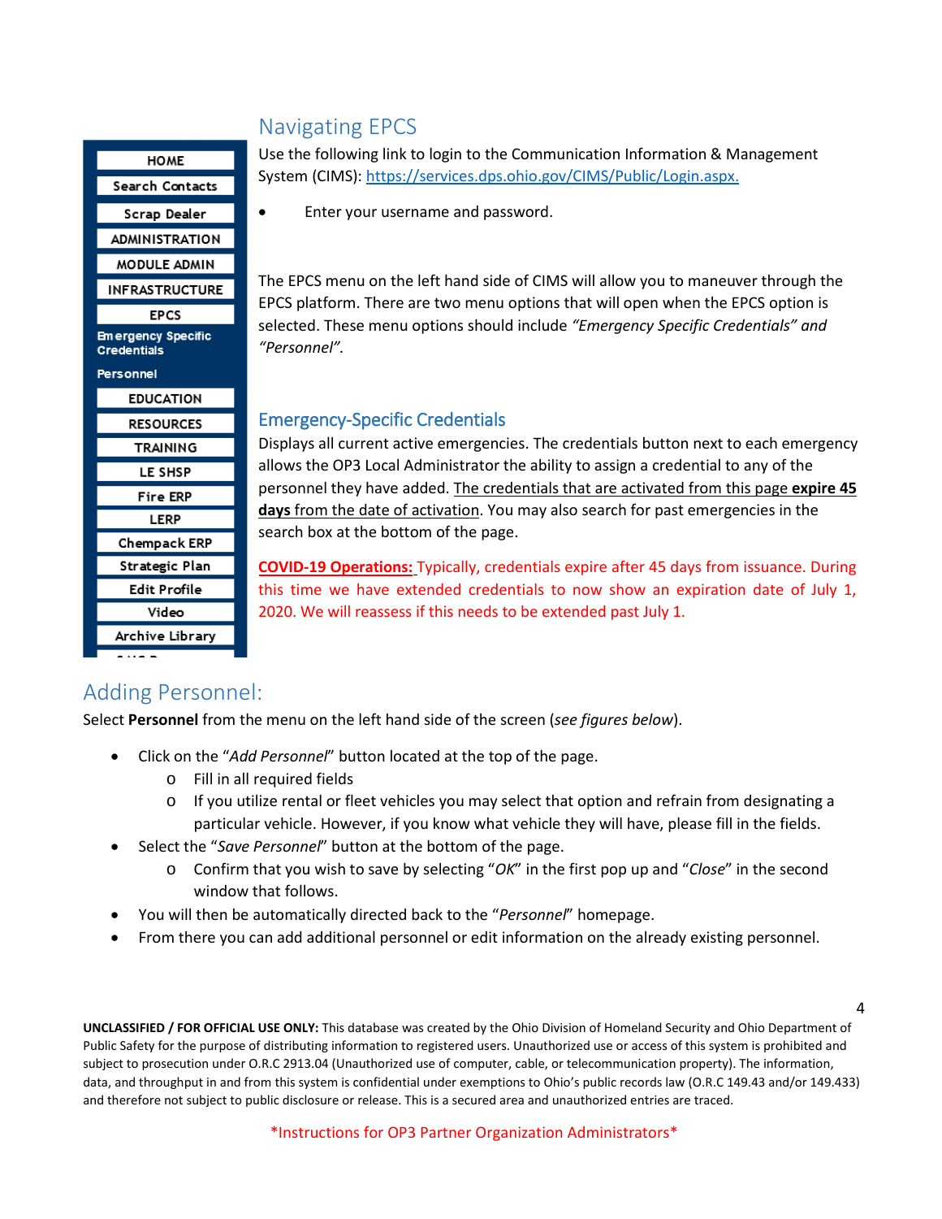HOME
Search Contacts
Scrap Dealer
ADMINISTRATION
MODULE ADMIN
INFRASTRUCTURE
EPCS
Emergency Specific Credentials
Personnel
EDUCATION
RESOURCES
TRAINING
LE SHSP
Fire ERP
LERP
Chempack ERP
Strategic Plan
Edit Profile
Video
Archive Library

## Navigating EPCS

Use the following link to login to the Communication Information & Management System (CIMS): [https://services.dps.ohio.gov/CIMS/Public/Login.aspx.](https://services.dps.ohio.gov/CIMS/Public/Login.aspx)

- Enter your username and password.

The EPCS menu on the left hand side of CIMS will allow you to maneuver through the EPCS platform. There are two menu options that will open when the EPCS option is selected. These menu options should include *"Emergency Specific Credentials" and "Personnel".*

### Emergency-Specific Credentials

Displays all current active emergencies. The credentials button next to each emergency allows the OP3 Local Administrator the ability to assign a credential to any of the personnel they have added. The credentials that are activated from this page **expire 45 days** from the date of activation. You may also search for past emergencies in the search box at the bottom of the page.

**COVID-19 Operations:** Typically, credentials expire after 45 days from issuance. During this time we have extended credentials to now show an expiration date of July 1, 2020. We will reassess if this needs to be extended past July 1.

## Adding Personnel:

Select **Personnel** from the menu on the left hand side of the screen (*see figures below*).

- Click on the "*Add Personnel*" button located at the top of the page.
  - Fill in all required fields
  - If you utilize rental or fleet vehicles you may select that option and refrain from designating a particular vehicle. However, if you know what vehicle they will have, please fill in the fields.
- Select the "*Save Personnel*" button at the bottom of the page.
  - Confirm that you wish to save by selecting "*OK*" in the first pop up and "*Close*" in the second window that follows.
- You will then be automatically directed back to the "*Personnel*" homepage.
- From there you can add additional personnel or edit information on the already existing personnel.

**UNCLASSIFIED / FOR OFFICIAL USE ONLY:** This database was created by the Ohio Division of Homeland Security and Ohio Department of Public Safety for the purpose of distributing information to registered users. Unauthorized use or access of this system is prohibited and subject to prosecution under O.R.C 2913.04 (Unauthorized use of computer, cable, or telecommunication property). The information, data, and throughput in and from this system is confidential under exemptions to Ohio's public records law (O.R.C 149.43 and/or 149.433) and therefore not subject to public disclosure or release. This is a secured area and unauthorized entries are traced.

*Instructions for OP3 Partner Organization Administrators*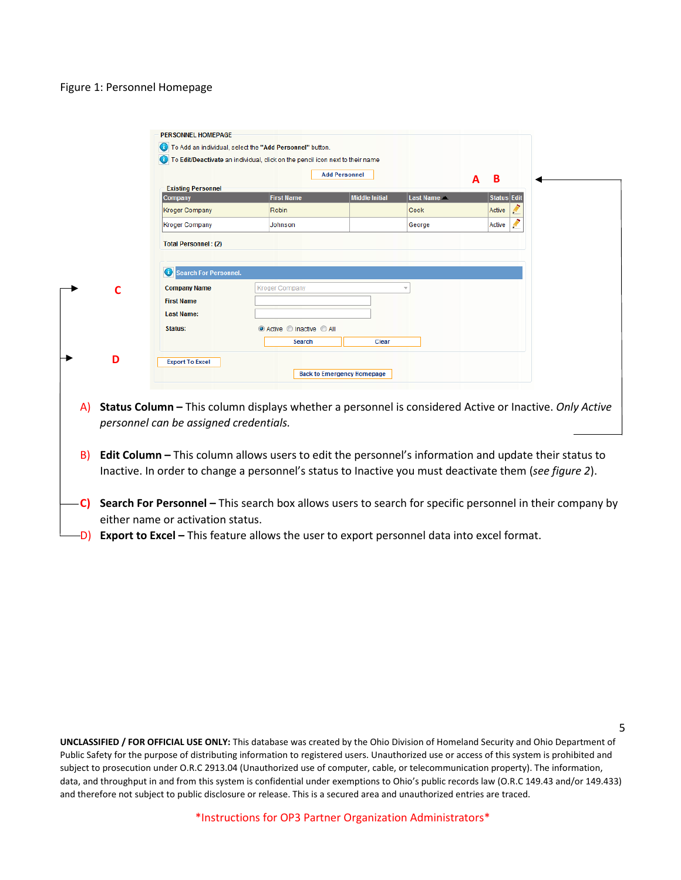Figure 1: Personnel Homepage

PERSONNEL HOMEPAGE

To Add an individual, select the "Add Personnel" button.

To Edit/Deactivate an individual, click on the pencil icon next to their name

Add Personnel

Existing Personnel

| Company | First Name | Middle Initial | Last Name | Status | Edit |
|---|---|---|---|---|---|
| Kroger Company | Robin | | Cook | Active | |
| Kroger Company | Johnson | | George | Active | |

Total Personnel : (2)

Search For Personnel.

Company Name: Kroger Company

First Name

Last Name:

Status: Active Inactive All

Search Clear

Export To Excel

Back to Emergency Homepage

A) **Status Column –** This column displays whether a personnel is considered Active or Inactive. *Only Active personnel can be assigned credentials.*

B) **Edit Column –** This column allows users to edit the personnel's information and update their status to Inactive. In order to change a personnel's status to Inactive you must deactivate them (*see figure 2*).

C) **Search For Personnel –** This search box allows users to search for specific personnel in their company by either name or activation status.

D) **Export to Excel –** This feature allows the user to export personnel data into excel format.

**UNCLASSIFIED / FOR OFFICIAL USE ONLY:** This database was created by the Ohio Division of Homeland Security and Ohio Department of Public Safety for the purpose of distributing information to registered users. Unauthorized use or access of this system is prohibited and subject to prosecution under O.R.C 2913.04 (Unauthorized use of computer, cable, or telecommunication property). The information, data, and throughput in and from this system is confidential under exemptions to Ohio's public records law (O.R.C 149.43 and/or 149.433) and therefore not subject to public disclosure or release. This is a secured area and unauthorized entries are traced.

*Instructions for OP3 Partner Organization Administrators*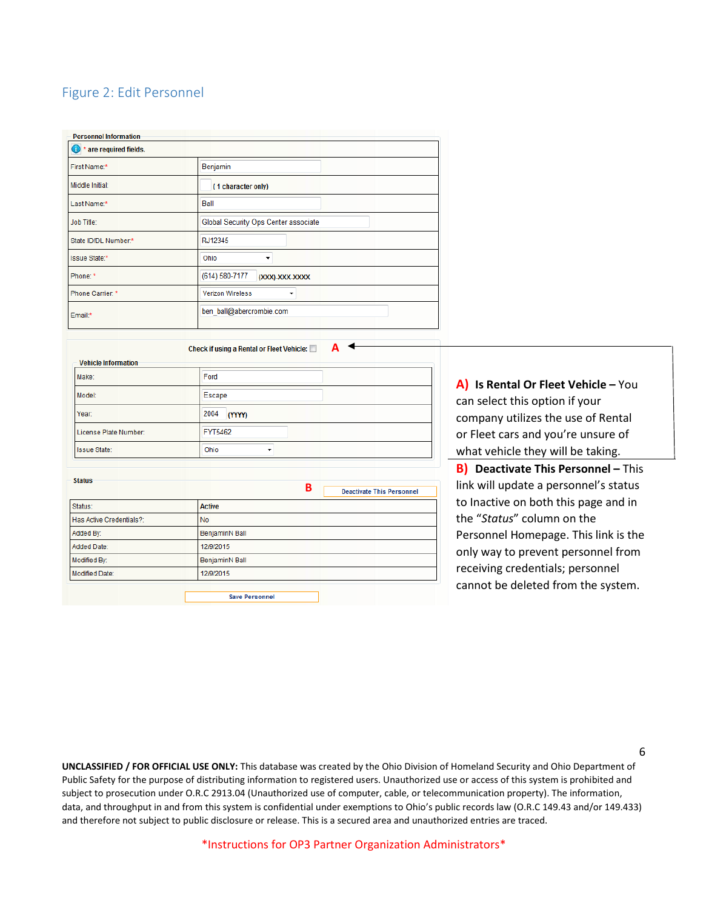## Figure 2: Edit Personnel

**Personnel Information**

* are required fields.

| Field | Value |
|---|---|
| First Name:* | Benjamin |
| Middle Initial: | ( 1 character only) |
| Last Name:* | Ball |
| Job Title: | Global Security Ops Center associate |
| State ID/DL Number:* | RJ12345 |
| Issue State:* | Ohio |
| Phone: * | (614) 580-7177 (XXX) XXX-XXXX |
| Phone Carrier: * | Verizon Wireless |
| Email:* | ben_ball@abercrombie.com |

Check if using a Rental or Fleet Vehicle: ☐ **A**

**Vehicle Information**

| Field | Value |
|---|---|
| Make: | Ford |
| Model: | Escape |
| Year: | 2004 (YYYY) |
| License Plate Number: | FYT5462 |
| Issue State: | Ohio |

**Status**

**B** Deactivate This Personnel

| Field | Value |
|---|---|
| Status: | Active |
| Has Active Credentials?: | No |
| Added By: | BenjaminN Ball |
| Added Date: | 12/9/2015 |
| Modified By: | BenjaminN Ball |
| Modified Date: | 12/9/2015 |

Save Personnel

**A) Is Rental Or Fleet Vehicle –** You can select this option if your company utilizes the use of Rental or Fleet cars and you're unsure of what vehicle they will be taking.

**B) Deactivate This Personnel –** This link will update a personnel's status to Inactive on both this page and in the "*Status*" column on the Personnel Homepage. This link is the only way to prevent personnel from receiving credentials; personnel cannot be deleted from the system.

**UNCLASSIFIED / FOR OFFICIAL USE ONLY:** This database was created by the Ohio Division of Homeland Security and Ohio Department of Public Safety for the purpose of distributing information to registered users. Unauthorized use or access of this system is prohibited and subject to prosecution under O.R.C 2913.04 (Unauthorized use of computer, cable, or telecommunication property). The information, data, and throughput in and from this system is confidential under exemptions to Ohio's public records law (O.R.C 149.43 and/or 149.433) and therefore not subject to public disclosure or release. This is a secured area and unauthorized entries are traced.

*Instructions for OP3 Partner Organization Administrators*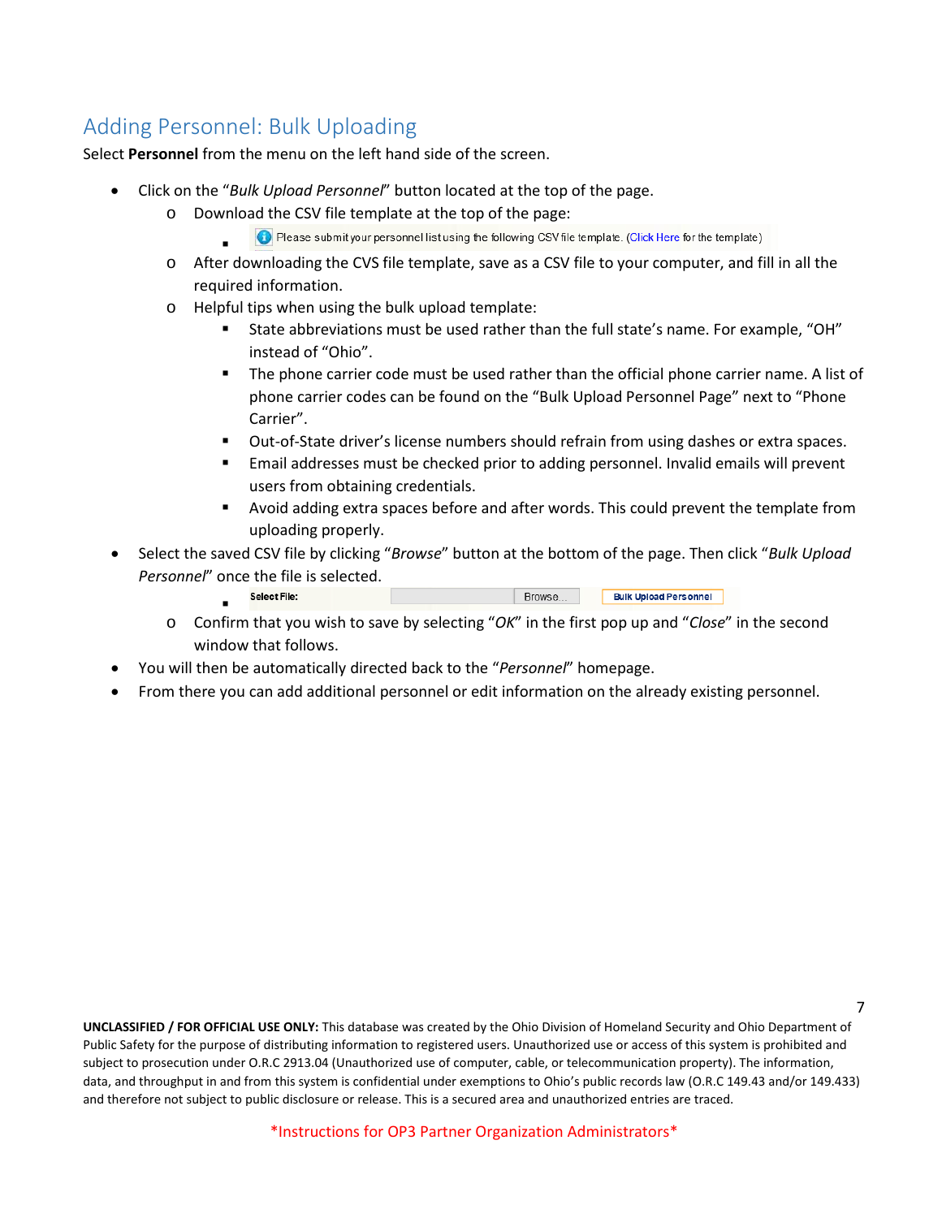## Adding Personnel: Bulk Uploading

Select **Personnel** from the menu on the left hand side of the screen.

- Click on the "*Bulk Upload Personnel*" button located at the top of the page.
  - Download the CSV file template at the top of the page:
    - Please submit your personnel list using the following CSV file template. (Click Here for the template)
  - After downloading the CVS file template, save as a CSV file to your computer, and fill in all the required information.
  - Helpful tips when using the bulk upload template:
    - State abbreviations must be used rather than the full state's name. For example, "OH" instead of "Ohio".
    - The phone carrier code must be used rather than the official phone carrier name. A list of phone carrier codes can be found on the "Bulk Upload Personnel Page" next to "Phone Carrier".
    - Out-of-State driver's license numbers should refrain from using dashes or extra spaces.
    - Email addresses must be checked prior to adding personnel. Invalid emails will prevent users from obtaining credentials.
    - Avoid adding extra spaces before and after words. This could prevent the template from uploading properly.
- Select the saved CSV file by clicking "*Browse*" button at the bottom of the page. Then click "*Bulk Upload Personnel*" once the file is selected.
    - Select File: [ ] Browse... Bulk Upload Personnel
  - Confirm that you wish to save by selecting "*OK*" in the first pop up and "*Close*" in the second window that follows.
- You will then be automatically directed back to the "*Personnel*" homepage.
- From there you can add additional personnel or edit information on the already existing personnel.

**UNCLASSIFIED / FOR OFFICIAL USE ONLY:** This database was created by the Ohio Division of Homeland Security and Ohio Department of Public Safety for the purpose of distributing information to registered users. Unauthorized use or access of this system is prohibited and subject to prosecution under O.R.C 2913.04 (Unauthorized use of computer, cable, or telecommunication property). The information, data, and throughput in and from this system is confidential under exemptions to Ohio's public records law (O.R.C 149.43 and/or 149.433) and therefore not subject to public disclosure or release. This is a secured area and unauthorized entries are traced.

*Instructions for OP3 Partner Organization Administrators*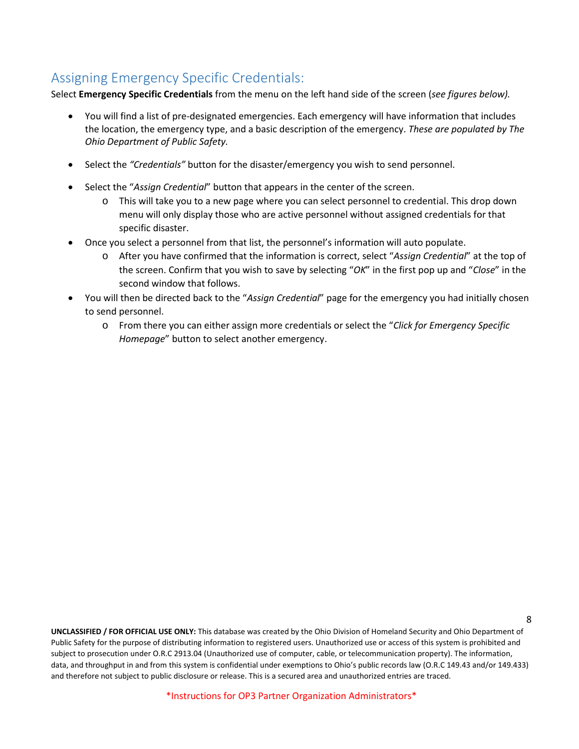## Assigning Emergency Specific Credentials:

Select **Emergency Specific Credentials** from the menu on the left hand side of the screen (*see figures below).*

- You will find a list of pre-designated emergencies. Each emergency will have information that includes the location, the emergency type, and a basic description of the emergency. *These are populated by The Ohio Department of Public Safety.*
- Select the *"Credentials"* button for the disaster/emergency you wish to send personnel.
- Select the "*Assign Credential*" button that appears in the center of the screen.
  - This will take you to a new page where you can select personnel to credential. This drop down menu will only display those who are active personnel without assigned credentials for that specific disaster.
- Once you select a personnel from that list, the personnel's information will auto populate.
  - After you have confirmed that the information is correct, select "*Assign Credential*" at the top of the screen. Confirm that you wish to save by selecting "*OK*" in the first pop up and "*Close*" in the second window that follows.
- You will then be directed back to the "*Assign Credential*" page for the emergency you had initially chosen to send personnel.
  - From there you can either assign more credentials or select the "*Click for Emergency Specific Homepage*" button to select another emergency.

**UNCLASSIFIED / FOR OFFICIAL USE ONLY:** This database was created by the Ohio Division of Homeland Security and Ohio Department of Public Safety for the purpose of distributing information to registered users. Unauthorized use or access of this system is prohibited and subject to prosecution under O.R.C 2913.04 (Unauthorized use of computer, cable, or telecommunication property). The information, data, and throughput in and from this system is confidential under exemptions to Ohio's public records law (O.R.C 149.43 and/or 149.433) and therefore not subject to public disclosure or release. This is a secured area and unauthorized entries are traced.

*Instructions for OP3 Partner Organization Administrators*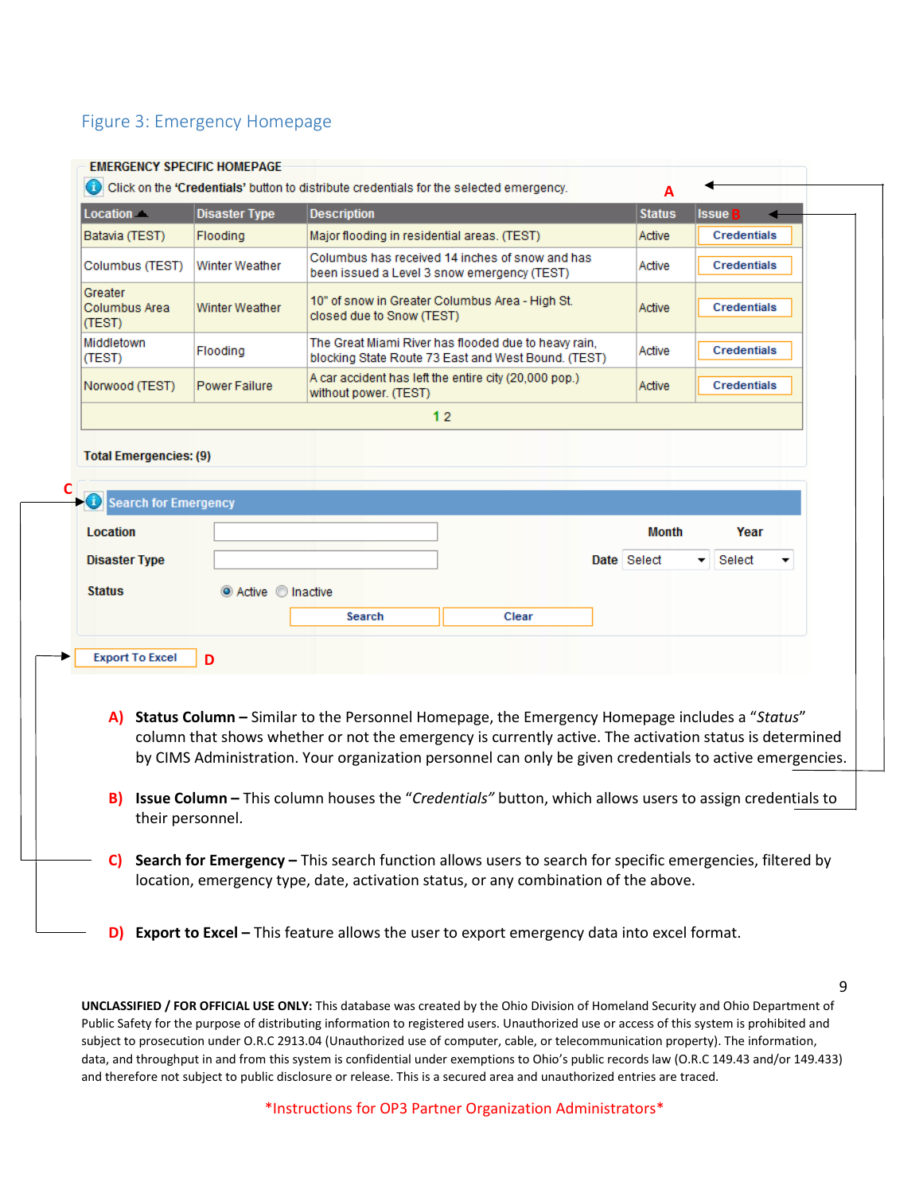Figure 3: Emergency Homepage

**EMERGENCY SPECIFIC HOMEPAGE**

Click on the '**Credentials**' button to distribute credentials for the selected emergency.

| Location | Disaster Type | Description | Status | Issue |
|---|---|---|---|---|
| Batavia (TEST) | Flooding | Major flooding in residential areas. (TEST) | Active | Credentials |
| Columbus (TEST) | Winter Weather | Columbus has received 14 inches of snow and has been issued a Level 3 snow emergency (TEST) | Active | Credentials |
| Greater Columbus Area (TEST) | Winter Weather | 10" of snow in Greater Columbus Area - High St. closed due to Snow (TEST) | Active | Credentials |
| Middletown (TEST) | Flooding | The Great Miami River has flooded due to heavy rain, blocking State Route 73 East and West Bound. (TEST) | Active | Credentials |
| Norwood (TEST) | Power Failure | A car accident has left the entire city (20,000 pop.) without power. (TEST) | Active | Credentials |

1 2

**Total Emergencies: (9)**

**Search for Emergency**

Location: ______ Month Year

Disaster Type: ______ Date: Select / Select

Status: Active / Inactive

Search | Clear

Export To Excel

A) **Status Column –** Similar to the Personnel Homepage, the Emergency Homepage includes a "*Status*" column that shows whether or not the emergency is currently active. The activation status is determined by CIMS Administration. Your organization personnel can only be given credentials to active emergencies.

B) **Issue Column –** This column houses the "*Credentials*" button, which allows users to assign credentials to their personnel.

C) **Search for Emergency –** This search function allows users to search for specific emergencies, filtered by location, emergency type, date, activation status, or any combination of the above.

D) **Export to Excel –** This feature allows the user to export emergency data into excel format.

**UNCLASSIFIED / FOR OFFICIAL USE ONLY:** This database was created by the Ohio Division of Homeland Security and Ohio Department of Public Safety for the purpose of distributing information to registered users. Unauthorized use or access of this system is prohibited and subject to prosecution under O.R.C 2913.04 (Unauthorized use of computer, cable, or telecommunication property). The information, data, and throughput in and from this system is confidential under exemptions to Ohio's public records law (O.R.C 149.43 and/or 149.433) and therefore not subject to public disclosure or release. This is a secured area and unauthorized entries are traced.

*Instructions for OP3 Partner Organization Administrators*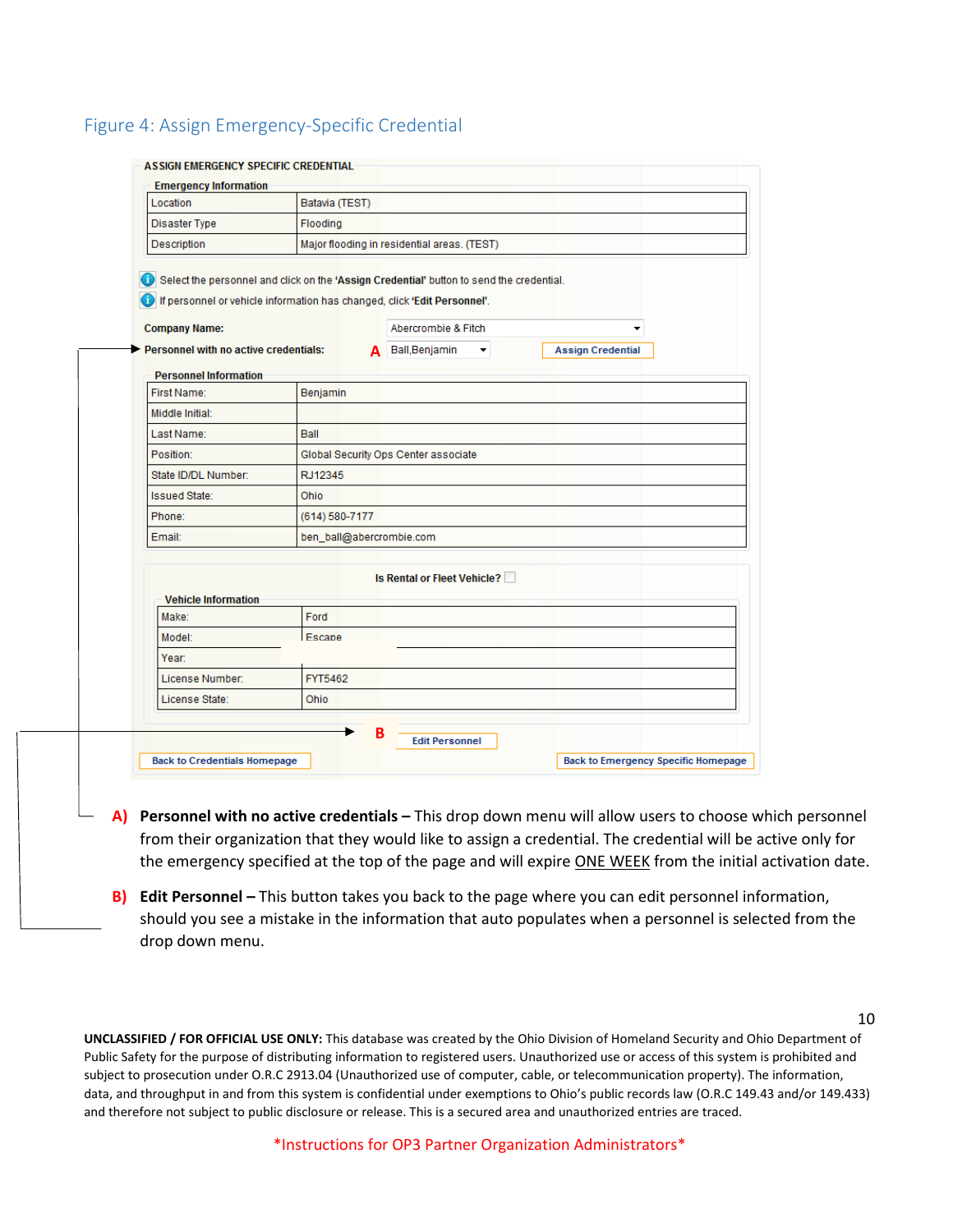### Figure 4: Assign Emergency-Specific Credential

**ASSIGN EMERGENCY SPECIFIC CREDENTIAL**

**Emergency Information**

| | |
|---|---|
| Location | Batavia (TEST) |
| Disaster Type | Flooding |
| Description | Major flooding in residential areas. (TEST) |

Select the personnel and click on the **'Assign Credential'** button to send the credential.

If personnel or vehicle information has changed, click **'Edit Personnel'**.

**Company Name:** Abercrombie & Fitch

**Personnel with no active credentials:** **A** Ball,Benjamin [Assign Credential]

**Personnel Information**

| | |
|---|---|
| First Name: | Benjamin |
| Middle Initial: | |
| Last Name: | Ball |
| Position: | Global Security Ops Center associate |
| State ID/DL Number: | RJ12345 |
| Issued State: | Ohio |
| Phone: | (614) 580-7177 |
| Email: | ben_ball@abercrombie.com |

**Is Rental or Fleet Vehicle?**

**Vehicle Information**

| | |
|---|---|
| Make: | Ford |
| Model: | Escape |
| Year: | |
| License Number: | FYT5462 |
| License State: | Ohio |

**B** [Edit Personnel]

[Back to Credentials Homepage] [Back to Emergency Specific Homepage]

**A) Personnel with no active credentials –** This drop down menu will allow users to choose which personnel from their organization that they would like to assign a credential. The credential will be active only for the emergency specified at the top of the page and will expire ONE WEEK from the initial activation date.

**B) Edit Personnel –** This button takes you back to the page where you can edit personnel information, should you see a mistake in the information that auto populates when a personnel is selected from the drop down menu.

**UNCLASSIFIED / FOR OFFICIAL USE ONLY:** This database was created by the Ohio Division of Homeland Security and Ohio Department of Public Safety for the purpose of distributing information to registered users. Unauthorized use or access of this system is prohibited and subject to prosecution under O.R.C 2913.04 (Unauthorized use of computer, cable, or telecommunication property). The information, data, and throughput in and from this system is confidential under exemptions to Ohio's public records law (O.R.C 149.43 and/or 149.433) and therefore not subject to public disclosure or release. This is a secured area and unauthorized entries are traced.

*Instructions for OP3 Partner Organization Administrators*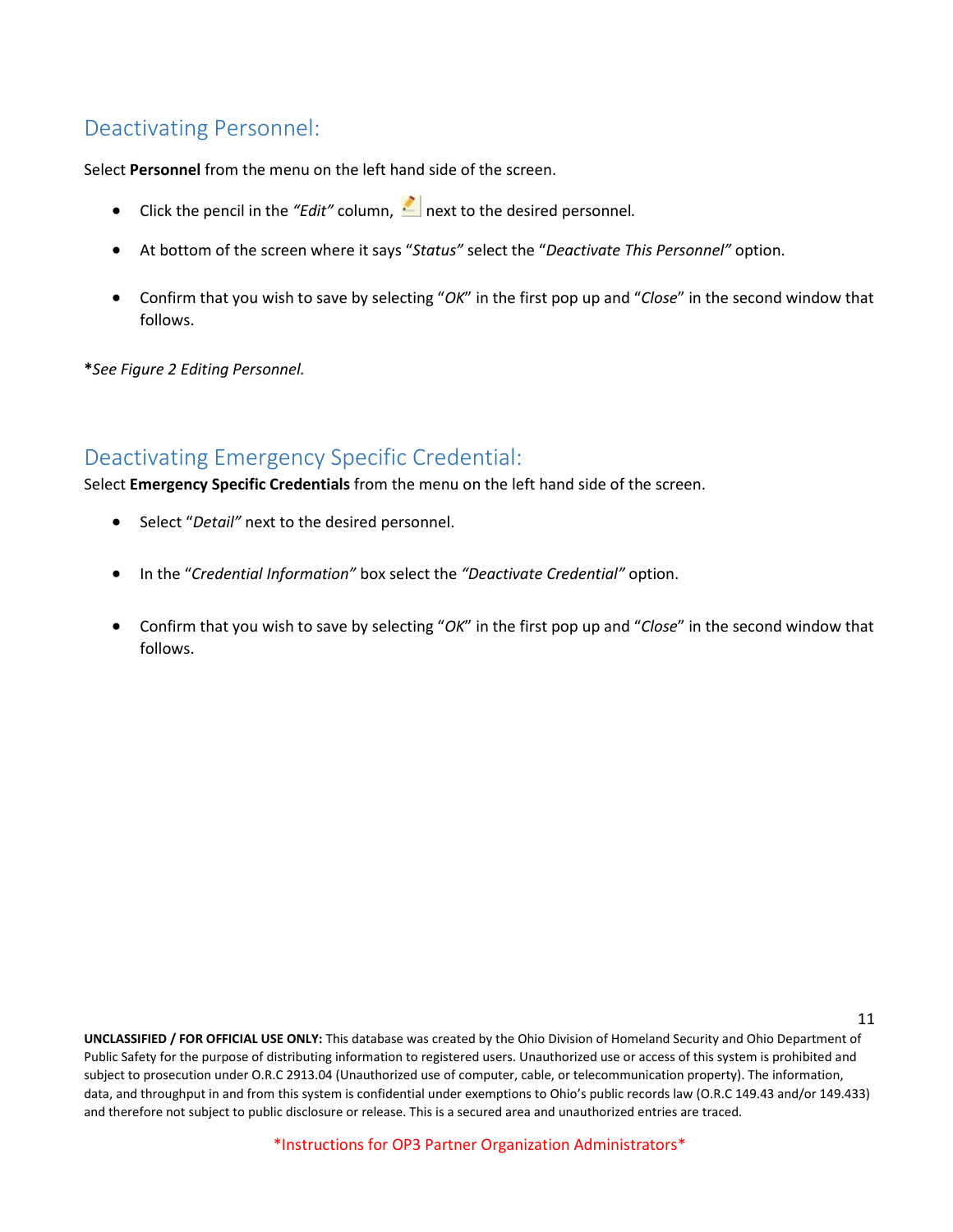## Deactivating Personnel:

Select **Personnel** from the menu on the left hand side of the screen.

- Click the pencil in the *"Edit"* column, next to the desired personnel.
- At bottom of the screen where it says "*Status"* select the "*Deactivate This Personnel"* option.
- Confirm that you wish to save by selecting "*OK*" in the first pop up and "*Close*" in the second window that follows.

***See Figure 2 Editing Personnel.***

## Deactivating Emergency Specific Credential:

Select **Emergency Specific Credentials** from the menu on the left hand side of the screen.

- Select "*Detail"* next to the desired personnel.
- In the "*Credential Information"* box select the *"Deactivate Credential"* option.
- Confirm that you wish to save by selecting "*OK*" in the first pop up and "*Close*" in the second window that follows.

**UNCLASSIFIED / FOR OFFICIAL USE ONLY:** This database was created by the Ohio Division of Homeland Security and Ohio Department of Public Safety for the purpose of distributing information to registered users. Unauthorized use or access of this system is prohibited and subject to prosecution under O.R.C 2913.04 (Unauthorized use of computer, cable, or telecommunication property). The information, data, and throughput in and from this system is confidential under exemptions to Ohio's public records law (O.R.C 149.43 and/or 149.433) and therefore not subject to public disclosure or release. This is a secured area and unauthorized entries are traced.

*Instructions for OP3 Partner Organization Administrators*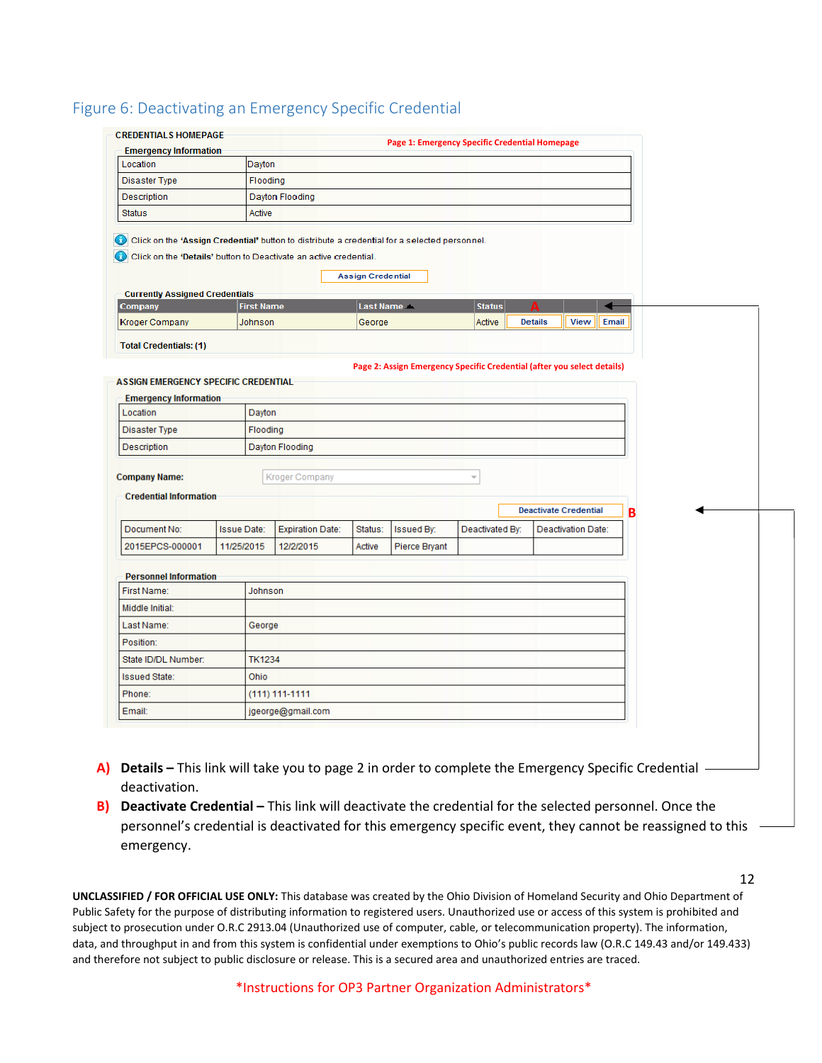## Figure 6: Deactivating an Emergency Specific Credential

CREDENTIALS HOMEPAGE

Page 1: Emergency Specific Credential Homepage

**Emergency Information**

| Location | Dayton |
|---|---|
| Disaster Type | Flooding |
| Description | Dayton Flooding |
| Status | Active |

Click on the **'Assign Credential'** button to distribute a credential for a selected personnel.

Click on the **'Details'** button to Deactivate an active credential.

Assign Credential

**Currently Assigned Credentials**

| Company | First Name | Last Name | Status | A | | |
|---|---|---|---|---|---|---|
| Kroger Company | Johnson | George | Active | Details | View | Email |

**Total Credentials: (1)**

Page 2: Assign Emergency Specific Credential (after you select details)

ASSIGN EMERGENCY SPECIFIC CREDENTIAL

**Emergency Information**

| Location | Dayton |
|---|---|
| Disaster Type | Flooding |
| Description | Dayton Flooding |

**Company Name:** Kroger Company

**Credential Information**

Deactivate Credential **B**

| Document No: | Issue Date: | Expiration Date: | Status: | Issued By: | Deactivated By: | Deactivation Date: |
|---|---|---|---|---|---|---|
| 2015EPCS-000001 | 11/25/2015 | 12/2/2015 | Active | Pierce Bryant | | |

**Personnel Information**

| First Name: | Johnson |
|---|---|
| Middle Initial: | |
| Last Name: | George |
| Position: | |
| State ID/DL Number: | TK1234 |
| Issued State: | Ohio |
| Phone: | (111) 111-1111 |
| Email: | jgeorge@gmail.com |

- **A) Details –** This link will take you to page 2 in order to complete the Emergency Specific Credential deactivation.
- **B) Deactivate Credential –** This link will deactivate the credential for the selected personnel. Once the personnel's credential is deactivated for this emergency specific event, they cannot be reassigned to this emergency.

**UNCLASSIFIED / FOR OFFICIAL USE ONLY:** This database was created by the Ohio Division of Homeland Security and Ohio Department of Public Safety for the purpose of distributing information to registered users. Unauthorized use or access of this system is prohibited and subject to prosecution under O.R.C 2913.04 (Unauthorized use of computer, cable, or telecommunication property). The information, data, and throughput in and from this system is confidential under exemptions to Ohio's public records law (O.R.C 149.43 and/or 149.433) and therefore not subject to public disclosure or release. This is a secured area and unauthorized entries are traced.

*Instructions for OP3 Partner Organization Administrators*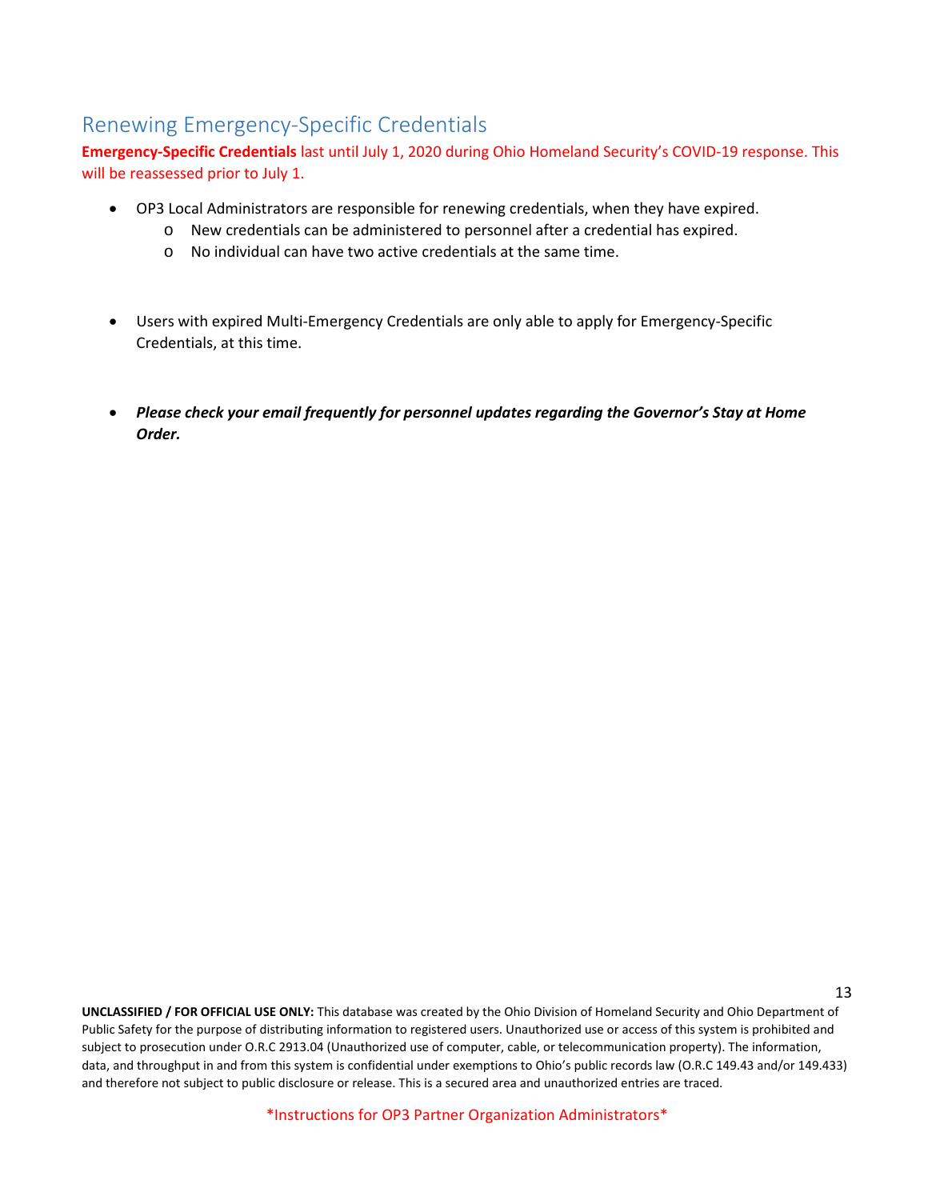## Renewing Emergency-Specific Credentials

**Emergency-Specific Credentials** last until July 1, 2020 during Ohio Homeland Security's COVID-19 response. This will be reassessed prior to July 1.

- OP3 Local Administrators are responsible for renewing credentials, when they have expired.
  - New credentials can be administered to personnel after a credential has expired.
  - No individual can have two active credentials at the same time.

- Users with expired Multi-Emergency Credentials are only able to apply for Emergency-Specific Credentials, at this time.

- ***Please check your email frequently for personnel updates regarding the Governor's Stay at Home Order.***

**UNCLASSIFIED / FOR OFFICIAL USE ONLY:** This database was created by the Ohio Division of Homeland Security and Ohio Department of Public Safety for the purpose of distributing information to registered users. Unauthorized use or access of this system is prohibited and subject to prosecution under O.R.C 2913.04 (Unauthorized use of computer, cable, or telecommunication property). The information, data, and throughput in and from this system is confidential under exemptions to Ohio's public records law (O.R.C 149.43 and/or 149.433) and therefore not subject to public disclosure or release. This is a secured area and unauthorized entries are traced.

*Instructions for OP3 Partner Organization Administrators*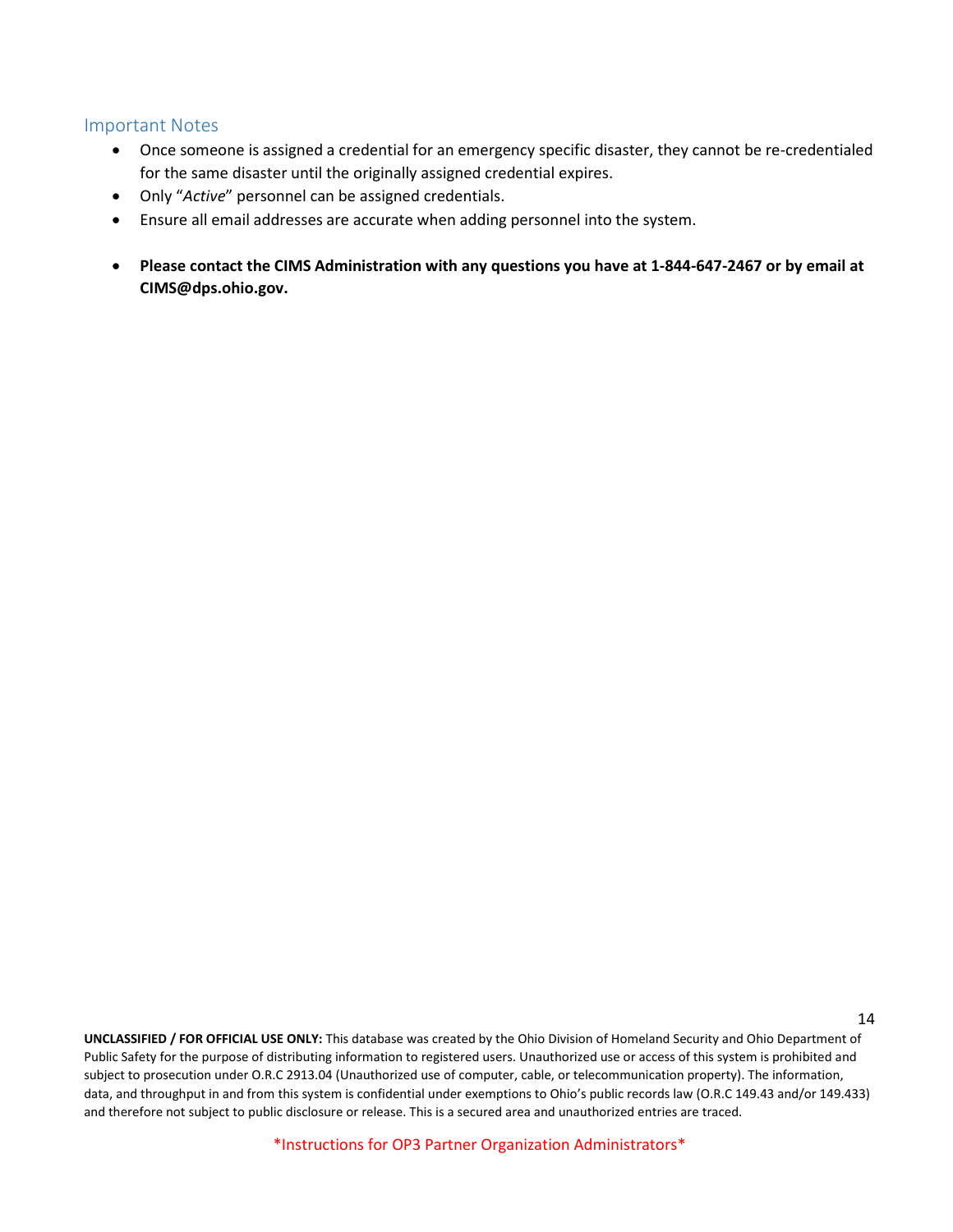## Important Notes

- Once someone is assigned a credential for an emergency specific disaster, they cannot be re-credentialed for the same disaster until the originally assigned credential expires.
- Only “*Active*” personnel can be assigned credentials.
- Ensure all email addresses are accurate when adding personnel into the system.
- **Please contact the CIMS Administration with any questions you have at 1-844-647-2467 or by email at CIMS@dps.ohio.gov.**

**UNCLASSIFIED / FOR OFFICIAL USE ONLY:** This database was created by the Ohio Division of Homeland Security and Ohio Department of Public Safety for the purpose of distributing information to registered users. Unauthorized use or access of this system is prohibited and subject to prosecution under O.R.C 2913.04 (Unauthorized use of computer, cable, or telecommunication property). The information, data, and throughput in and from this system is confidential under exemptions to Ohio’s public records law (O.R.C 149.43 and/or 149.433) and therefore not subject to public disclosure or release. This is a secured area and unauthorized entries are traced.

*Instructions for OP3 Partner Organization Administrators*